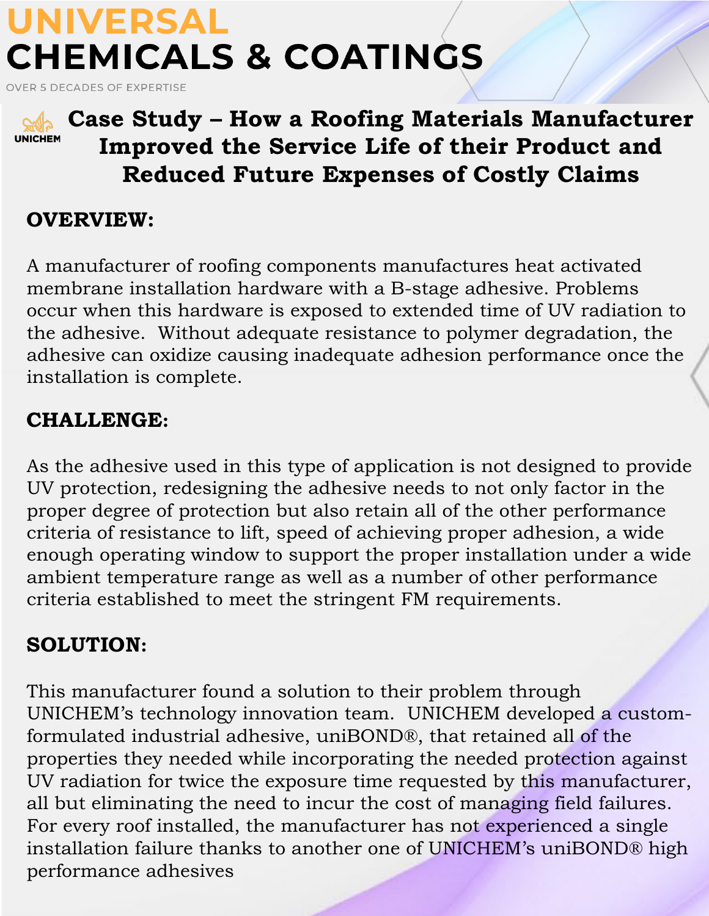# UNIVERSAL CHEMICALS & COATINGS

OVER 5 DECADES OF EXPERTISE

UNICHEM

## Case Study – How a Roofing Materials Manufacturer Improved the Service Life of their Product and Reduced Future Expenses of Costly Claims

### OVERVIEW:

A manufacturer of roofing components manufactures heat activated membrane installation hardware with a B-stage adhesive. Problems occur when this hardware is exposed to extended time of UV radiation to the adhesive. Without adequate resistance to polymer degradation, the adhesive can oxidize causing inadequate adhesion performance once the installation is complete.

### CHALLENGE:

As the adhesive used in this type of application is not designed to provide UV protection, redesigning the adhesive needs to not only factor in the proper degree of protection but also retain all of the other performance criteria of resistance to lift, speed of achieving proper adhesion, a wide enough operating window to support the proper installation under a wide ambient temperature range as well as a number of other performance criteria established to meet the stringent FM requirements.

### SOLUTION:

This manufacturer found a solution to their problem through UNICHEM's technology innovation team. UNICHEM developed a custom-formulated industrial adhesive, uniBOND®, that retained all of the properties they needed while incorporating the needed protection against UV radiation for twice the exposure time requested by this manufacturer, all but eliminating the need to incur the cost of managing field failures. For every roof installed, the manufacturer has not experienced a single installation failure thanks to another one of UNICHEM's uniBOND® high performance adhesives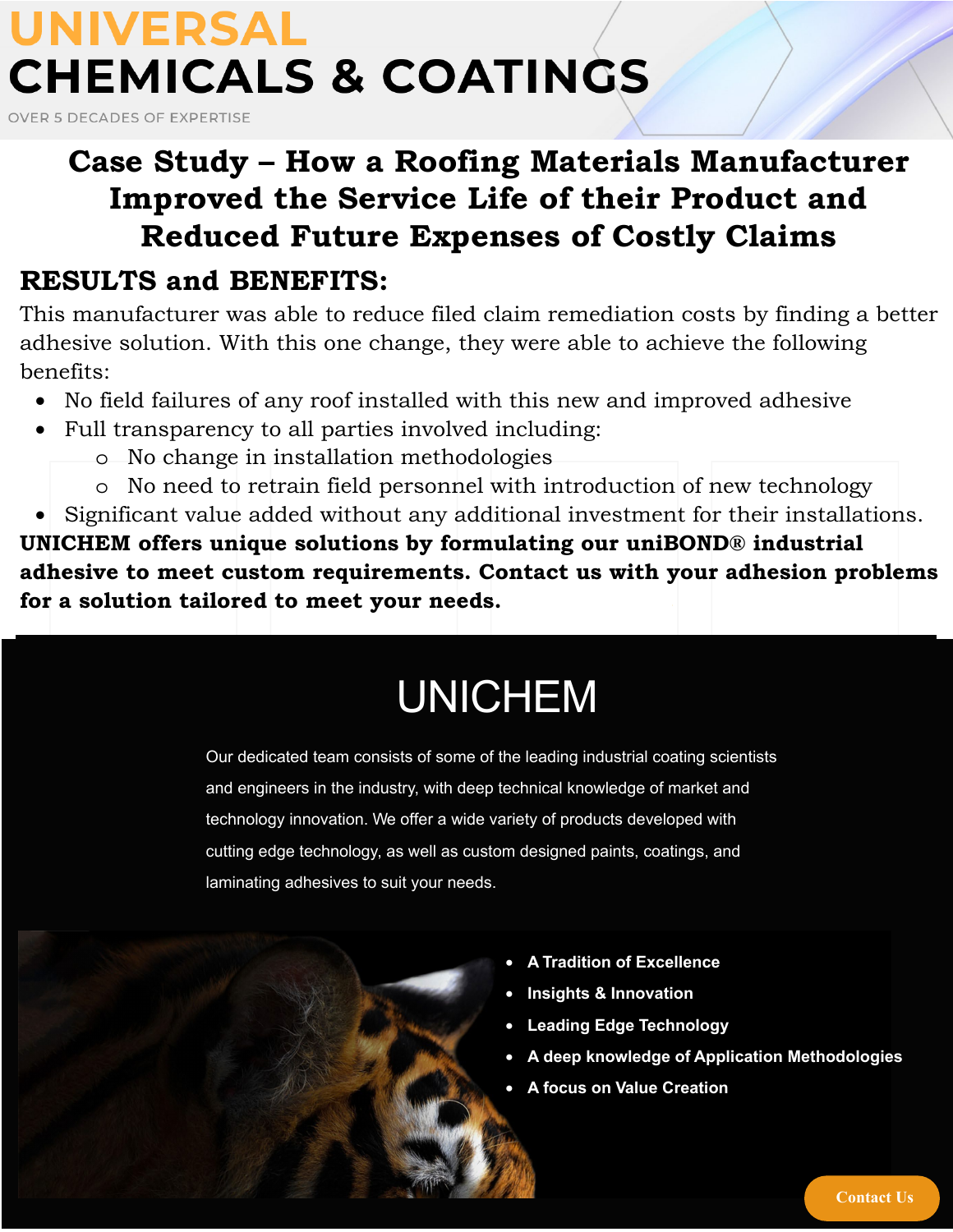# UNIVERSAL CHEMICALS & COATINGS

OVER 5 DECADES OF EXPERTISE

## Case Study – How a Roofing Materials Manufacturer Improved the Service Life of their Product and Reduced Future Expenses of Costly Claims

### RESULTS and BENEFITS:

This manufacturer was able to reduce filed claim remediation costs by finding a better adhesive solution. With this one change, they were able to achieve the following benefits:

- No field failures of any roof installed with this new and improved adhesive
- Full transparency to all parties involved including:
  - No change in installation methodologies
  - No need to retrain field personnel with introduction of new technology
- Significant value added without any additional investment for their installations.

**UNICHEM offers unique solutions by formulating our uniBOND® industrial adhesive to meet custom requirements. Contact us with your adhesion problems for a solution tailored to meet your needs.**

## UNICHEM

Our dedicated team consists of some of the leading industrial coating scientists and engineers in the industry, with deep technical knowledge of market and technology innovation. We offer a wide variety of products developed with cutting edge technology, as well as custom designed paints, coatings, and laminating adhesives to suit your needs.

- **A Tradition of Excellence**
- **Insights & Innovation**
- **Leading Edge Technology**
- **A deep knowledge of Application Methodologies**
- **A focus on Value Creation**

Contact Us